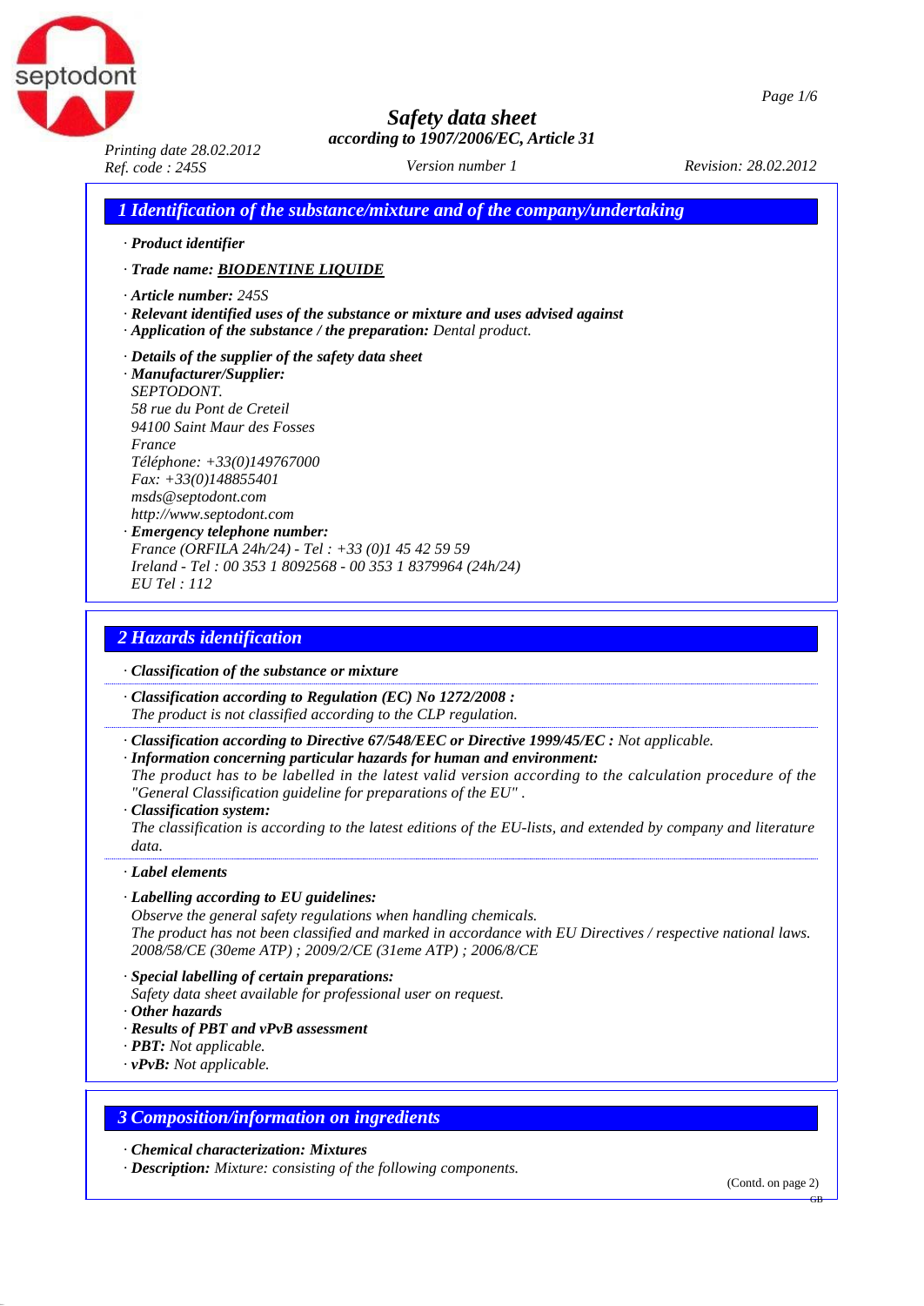# Safety data sheet

*according to 1907/2006/EC, Article 31*

*Printing date 28.02.2012*
*Ref. code : 245S*
*Version number 1*
*Revision: 28.02.2012*

## 1 Identification of the substance/mixture and of the company/undertaking

· **Product identifier**

· **Trade name: BIODENTINE LIQUIDE**

· **Article number:** 245S
· **Relevant identified uses of the substance or mixture and uses advised against**
· **Application of the substance / the preparation:** Dental product.

· **Details of the supplier of the safety data sheet**
· **Manufacturer/Supplier:**
SEPTODONT.
58 rue du Pont de Creteil
94100 Saint Maur des Fosses
France
Téléphone: +33(0)149767000
Fax: +33(0)148855401
msds@septodont.com
http://www.septodont.com
· **Emergency telephone number:**
France (ORFILA 24h/24) - Tel : +33 (0)1 45 42 59 59
Ireland - Tel : 00 353 1 8092568 - 00 353 1 8379964 (24h/24)
EU Tel : 112

## 2 Hazards identification

· **Classification of the substance or mixture**

· **Classification according to Regulation (EC) No 1272/2008 :**
The product is not classified according to the CLP regulation.

· **Classification according to Directive 67/548/EEC or Directive 1999/45/EC :** Not applicable.
· **Information concerning particular hazards for human and environment:**
The product has to be labelled in the latest valid version according to the calculation procedure of the "General Classification guideline for preparations of the EU" .
· **Classification system:**
The classification is according to the latest editions of the EU-lists, and extended by company and literature data.

· **Label elements**

· **Labelling according to EU guidelines:**
Observe the general safety regulations when handling chemicals.
The product has not been classified and marked in accordance with EU Directives / respective national laws.
2008/58/CE (30eme ATP) ; 2009/2/CE (31eme ATP) ; 2006/8/CE

· **Special labelling of certain preparations:**
Safety data sheet available for professional user on request.
· **Other hazards**
· **Results of PBT and vPvB assessment**
· **PBT:** Not applicable.
· **vPvB:** Not applicable.

## 3 Composition/information on ingredients

· **Chemical characterization: Mixtures**
· **Description:** Mixture: consisting of the following components.

(Contd. on page 2)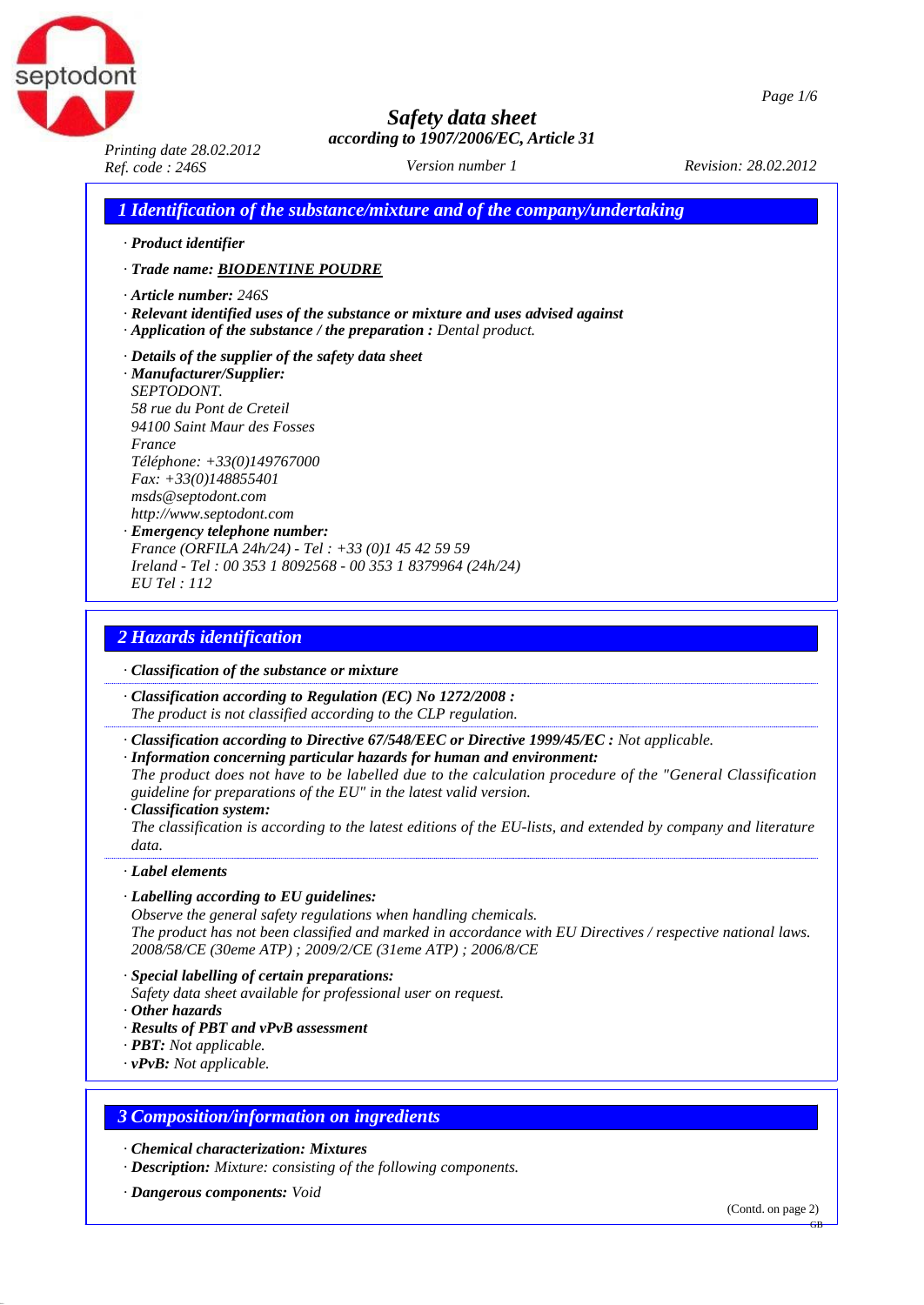# Safety data sheet

*according to 1907/2006/EC, Article 31*

*Printing date 28.02.2012*
*Ref. code : 246S*
*Version number 1*
*Revision: 28.02.2012*

## 1 Identification of the substance/mixture and of the company/undertaking

· ***Product identifier***

· ***Trade name:*** ***BIODENTINE POUDRE***

· ***Article number:*** *246S*
· ***Relevant identified uses of the substance or mixture and uses advised against***
· ***Application of the substance / the preparation :*** *Dental product.*

· ***Details of the supplier of the safety data sheet***
· ***Manufacturer/Supplier:***
*SEPTODONT.*
*58 rue du Pont de Creteil*
*94100 Saint Maur des Fosses*
*France*
*Téléphone: +33(0)149767000*
*Fax: +33(0)148855401*
*msds@septodont.com*
*http://www.septodont.com*
· ***Emergency telephone number:***
*France (ORFILA 24h/24) - Tel : +33 (0)1 45 42 59 59*
*Ireland - Tel : 00 353 1 8092568 - 00 353 1 8379964 (24h/24)*
*EU Tel : 112*

## 2 Hazards identification

· ***Classification of the substance or mixture***

· ***Classification according to Regulation (EC) No 1272/2008 :***
*The product is not classified according to the CLP regulation.*

· ***Classification according to Directive 67/548/EEC or Directive 1999/45/EC :*** *Not applicable.*
· ***Information concerning particular hazards for human and environment:***
*The product does not have to be labelled due to the calculation procedure of the "General Classification guideline for preparations of the EU" in the latest valid version.*
· ***Classification system:***
*The classification is according to the latest editions of the EU-lists, and extended by company and literature data.*

· ***Label elements***

· ***Labelling according to EU guidelines:***
*Observe the general safety regulations when handling chemicals.*
*The product has not been classified and marked in accordance with EU Directives / respective national laws. 2008/58/CE (30eme ATP) ; 2009/2/CE (31eme ATP) ; 2006/8/CE*

· ***Special labelling of certain preparations:***
*Safety data sheet available for professional user on request.*
· ***Other hazards***
· ***Results of PBT and vPvB assessment***
· ***PBT:*** *Not applicable.*
· ***vPvB:*** *Not applicable.*

## 3 Composition/information on ingredients

· ***Chemical characterization: Mixtures***
· ***Description:*** *Mixture: consisting of the following components.*

· ***Dangerous components:*** *Void*

(Contd. on page 2)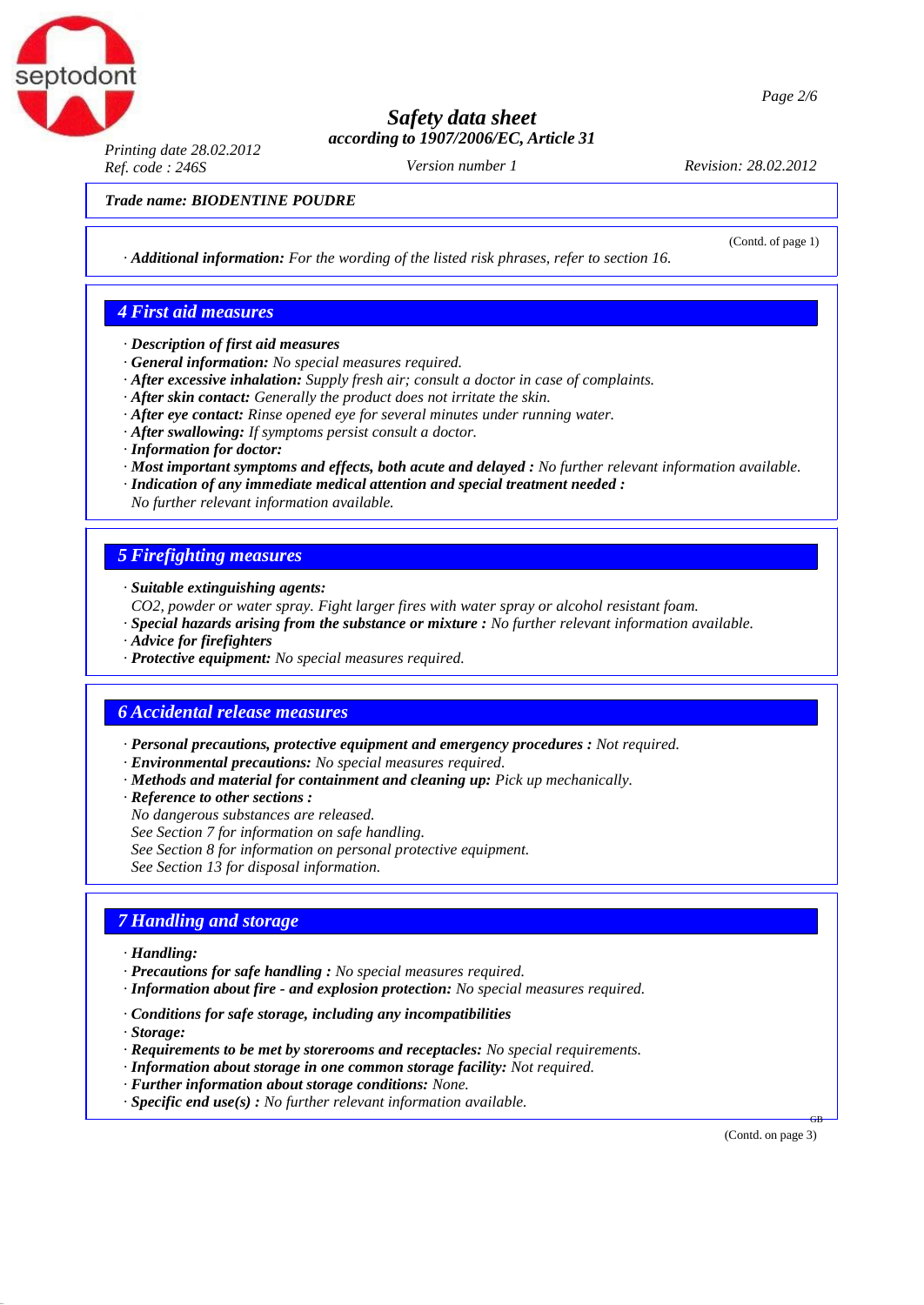Trade name: BIODENTINE POUDRE

(Contd. of page 1)

· **Additional information:** For the wording of the listed risk phrases, refer to section 16.

## 4 First aid measures

· **Description of first aid measures**
· **General information:** No special measures required.
· **After excessive inhalation:** Supply fresh air; consult a doctor in case of complaints.
· **After skin contact:** Generally the product does not irritate the skin.
· **After eye contact:** Rinse opened eye for several minutes under running water.
· **After swallowing:** If symptoms persist consult a doctor.
· **Information for doctor:**
· **Most important symptoms and effects, both acute and delayed :** No further relevant information available.
· **Indication of any immediate medical attention and special treatment needed :**
No further relevant information available.

## 5 Firefighting measures

· **Suitable extinguishing agents:**
$CO_2$, powder or water spray. Fight larger fires with water spray or alcohol resistant foam.
· **Special hazards arising from the substance or mixture :** No further relevant information available.
· **Advice for firefighters**
· **Protective equipment:** No special measures required.

## 6 Accidental release measures

· **Personal precautions, protective equipment and emergency procedures :** Not required.
· **Environmental precautions:** No special measures required.
· **Methods and material for containment and cleaning up:** Pick up mechanically.
· **Reference to other sections :**
No dangerous substances are released.
See Section 7 for information on safe handling.
See Section 8 for information on personal protective equipment.
See Section 13 for disposal information.

## 7 Handling and storage

· **Handling:**
· **Precautions for safe handling :** No special measures required.
· **Information about fire - and explosion protection:** No special measures required.

· **Conditions for safe storage, including any incompatibilities**
· **Storage:**
· **Requirements to be met by storerooms and receptacles:** No special requirements.
· **Information about storage in one common storage facility:** Not required.
· **Further information about storage conditions:** None.
· **Specific end use(s) :** No further relevant information available.

(Contd. on page 3)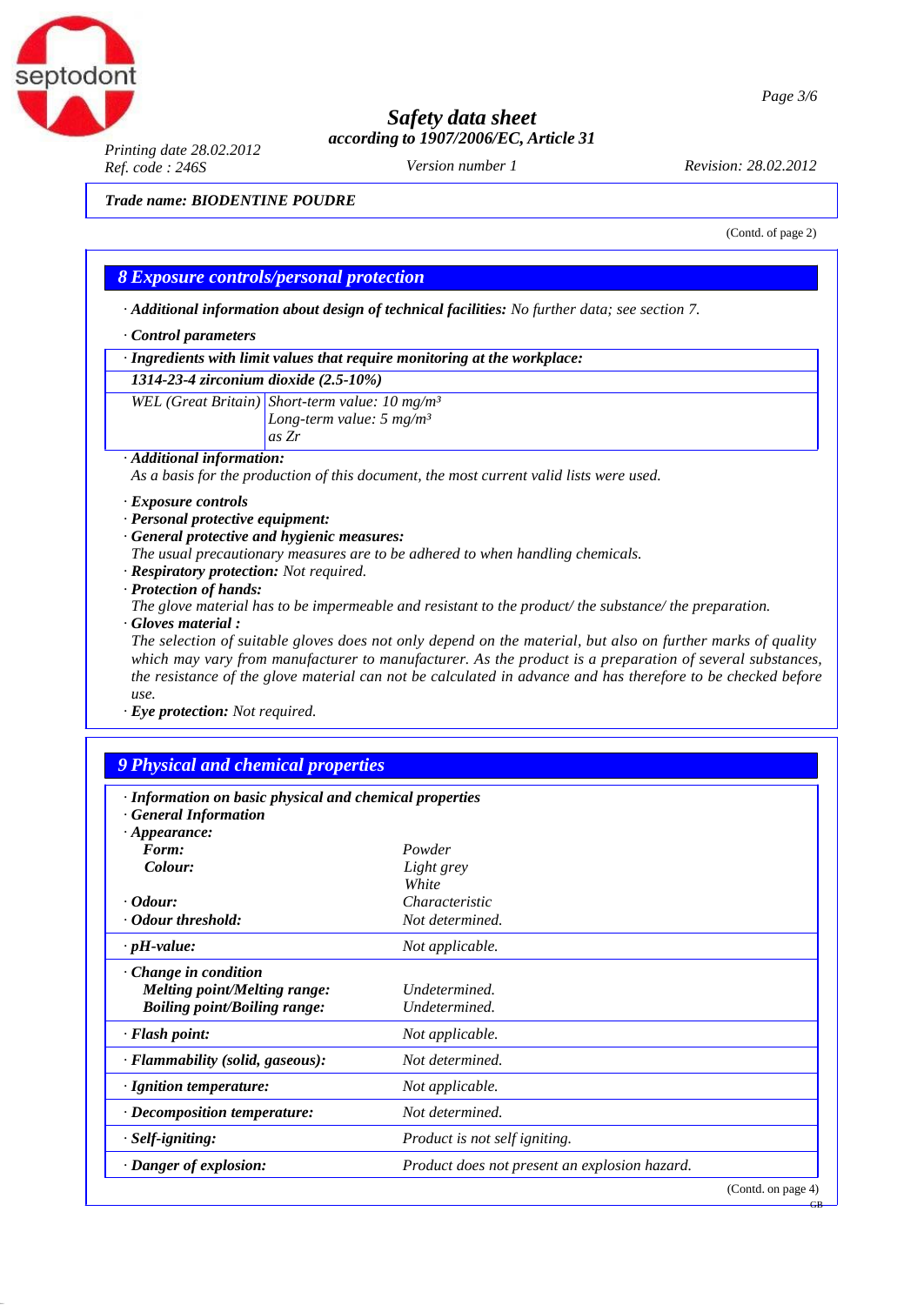Trade name: **BIODENTINE POUDRE**

(Contd. of page 2)

## 8 Exposure controls/personal protection

· **Additional information about design of technical facilities:** No further data; see section 7.

· **Control parameters**

| · **Ingredients with limit values that require monitoring at the workplace:** | |
|---|---|
| **1314-23-4 zirconium dioxide (2.5-10%)** | |
| WEL (Great Britain) | Short-term value: 10 mg/m³<br>Long-term value: 5 mg/m³<br>as Zr |

· **Additional information:**
As a basis for the production of this document, the most current valid lists were used.

· **Exposure controls**
· **Personal protective equipment:**
· **General protective and hygienic measures:**
The usual precautionary measures are to be adhered to when handling chemicals.
· **Respiratory protection:** Not required.
· **Protection of hands:**
The glove material has to be impermeable and resistant to the product/ the substance/ the preparation.
· **Gloves material :**
The selection of suitable gloves does not only depend on the material, but also on further marks of quality which may vary from manufacturer to manufacturer. As the product is a preparation of several substances, the resistance of the glove material can not be calculated in advance and has therefore to be checked before use.
· **Eye protection:** Not required.

## 9 Physical and chemical properties

| · **Information on basic physical and chemical properties** | |
|---|---|
| · **General Information** | |
| · **Appearance:** | |
| **Form:** | Powder |
| **Colour:** | Light grey<br>White |
| · **Odour:** | Characteristic |
| · **Odour threshold:** | Not determined. |
| · **pH-value:** | Not applicable. |
| · **Change in condition** | |
| **Melting point/Melting range:** | Undetermined. |
| **Boiling point/Boiling range:** | Undetermined. |
| · **Flash point:** | Not applicable. |
| · **Flammability (solid, gaseous):** | Not determined. |
| · **Ignition temperature:** | Not applicable. |
| · **Decomposition temperature:** | Not determined. |
| · **Self-igniting:** | Product is not self igniting. |
| · **Danger of explosion:** | Product does not present an explosion hazard. |

(Contd. on page 4)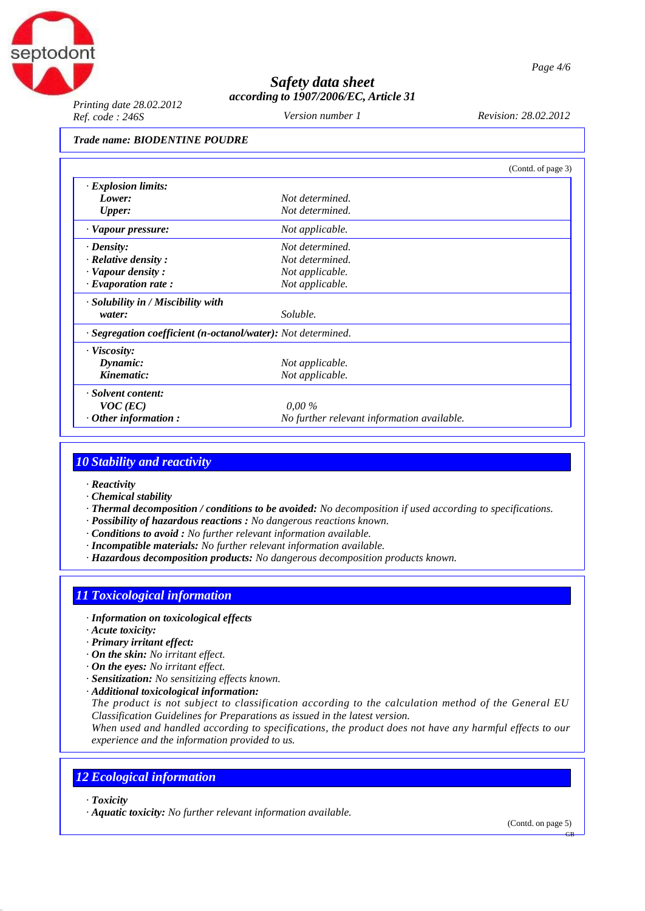**Trade name: BIODENTINE POUDRE**

(Contd. of page 3)

| | |
|---|---|
| · **Explosion limits:** | |
| **Lower:** | Not determined. |
| **Upper:** | Not determined. |
| · **Vapour pressure:** | Not applicable. |
| · **Density:** | Not determined. |
| · **Relative density :** | Not determined. |
| · **Vapour density :** | Not applicable. |
| · **Evaporation rate :** | Not applicable. |
| · **Solubility in / Miscibility with water:** | Soluble. |
| · **Segregation coefficient (n-octanol/water):** | Not determined. |
| · **Viscosity:** | |
| **Dynamic:** | Not applicable. |
| **Kinematic:** | Not applicable. |
| · **Solvent content:** | |
| **VOC (EC)** | 0,00 % |
| · **Other information :** | No further relevant information available. |

## 10 Stability and reactivity

· **Reactivity**
· **Chemical stability**
· **Thermal decomposition / conditions to be avoided:** No decomposition if used according to specifications.
· **Possibility of hazardous reactions :** No dangerous reactions known.
· **Conditions to avoid :** No further relevant information available.
· **Incompatible materials:** No further relevant information available.
· **Hazardous decomposition products:** No dangerous decomposition products known.

## 11 Toxicological information

· **Information on toxicological effects**
· **Acute toxicity:**
· **Primary irritant effect:**
· **On the skin:** No irritant effect.
· **On the eyes:** No irritant effect.
· **Sensitization:** No sensitizing effects known.
· **Additional toxicological information:**
The product is not subject to classification according to the calculation method of the General EU Classification Guidelines for Preparations as issued in the latest version.
When used and handled according to specifications, the product does not have any harmful effects to our experience and the information provided to us.

## 12 Ecological information

· **Toxicity**
· **Aquatic toxicity:** No further relevant information available.

(Contd. on page 5)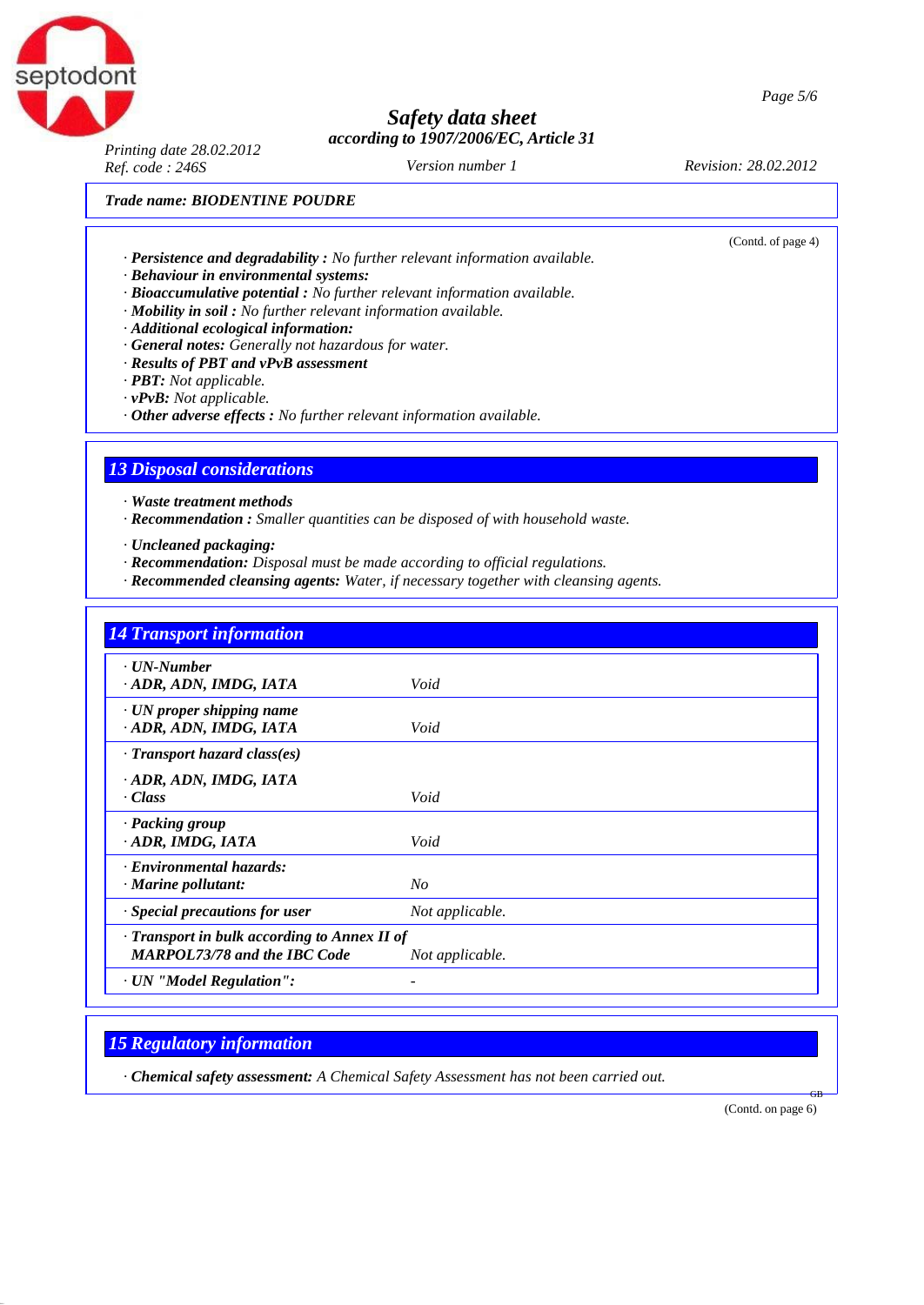**Trade name: BIODENTINE POUDRE**

(Contd. of page 4)

· **Persistence and degradability :** No further relevant information available.
· **Behaviour in environmental systems:**
· **Bioaccumulative potential :** No further relevant information available.
· **Mobility in soil :** No further relevant information available.
· **Additional ecological information:**
· **General notes:** Generally not hazardous for water.
· **Results of PBT and vPvB assessment**
· **PBT:** Not applicable.
· **vPvB:** Not applicable.
· **Other adverse effects :** No further relevant information available.

## 13 Disposal considerations

· **Waste treatment methods**
· **Recommendation :** Smaller quantities can be disposed of with household waste.

· **Uncleaned packaging:**
· **Recommendation:** Disposal must be made according to official regulations.
· **Recommended cleansing agents:** Water, if necessary together with cleansing agents.

## 14 Transport information

| | |
|---|---|
| · **UN-Number** · **ADR, ADN, IMDG, IATA** | Void |
| · **UN proper shipping name** · **ADR, ADN, IMDG, IATA** | Void |
| · **Transport hazard class(es)** · **ADR, ADN, IMDG, IATA** · **Class** | Void |
| · **Packing group** · **ADR, IMDG, IATA** | Void |
| · **Environmental hazards:** · **Marine pollutant:** | No |
| · **Special precautions for user** | Not applicable. |
| · **Transport in bulk according to Annex II of MARPOL73/78 and the IBC Code** | Not applicable. |
| · **UN "Model Regulation":** | - |

## 15 Regulatory information

· **Chemical safety assessment:** A Chemical Safety Assessment has not been carried out.

(Contd. on page 6)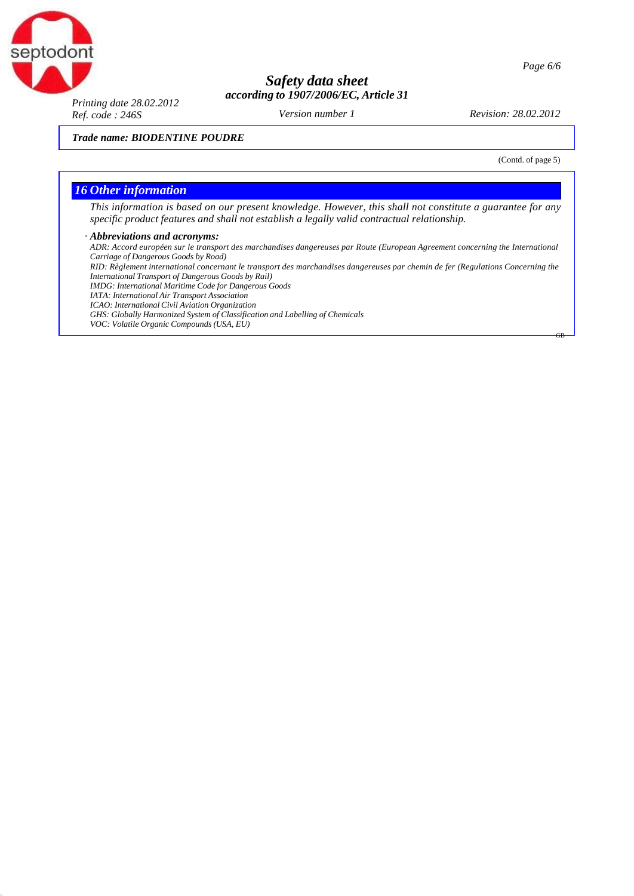**Trade name: BIODENTINE POUDRE**

(Contd. of page 5)

## 16 Other information

*This information is based on our present knowledge. However, this shall not constitute a guarantee for any specific product features and shall not establish a legally valid contractual relationship.*

· ***Abbreviations and acronyms:***

*ADR: Accord européen sur le transport des marchandises dangereuses par Route (European Agreement concerning the International Carriage of Dangerous Goods by Road)*
*RID: Règlement international concernant le transport des marchandises dangereuses par chemin de fer (Regulations Concerning the International Transport of Dangerous Goods by Rail)*
*IMDG: International Maritime Code for Dangerous Goods*
*IATA: International Air Transport Association*
*ICAO: International Civil Aviation Organization*
*GHS: Globally Harmonized System of Classification and Labelling of Chemicals*
*VOC: Volatile Organic Compounds (USA, EU)*

GB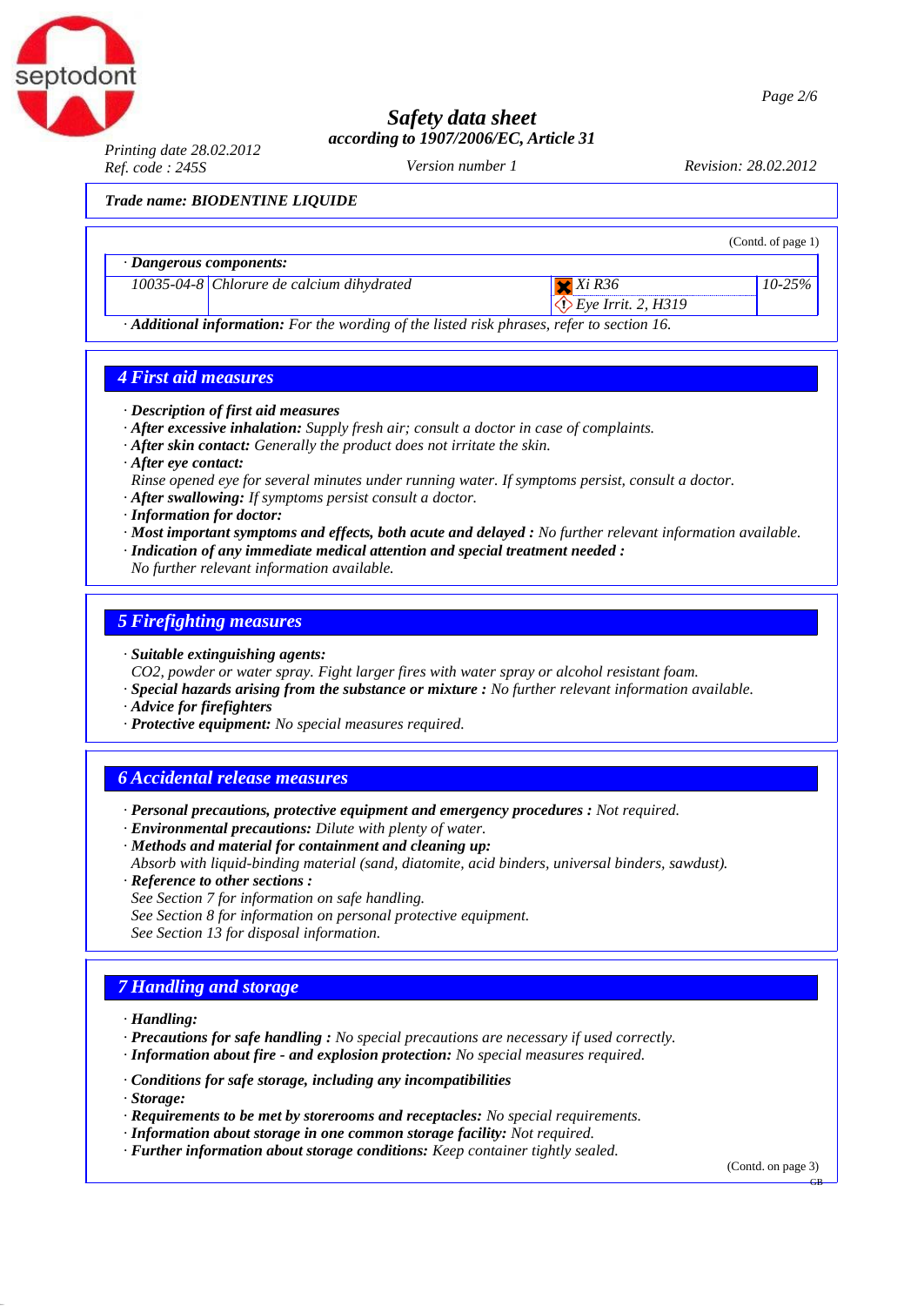*Safety data sheet*
*according to 1907/2006/EC, Article 31*

Printing date 28.02.2012 | Ref. code : 245S | Version number 1 | Revision: 28.02.2012

**Trade name: BIODENTINE LIQUIDE**

(Contd. of page 1)

· **Dangerous components:**

| | | | |
|---|---|---|---|
| 10035-04-8 | Chlorure de calcium dihydrated | Xi R36<br>Eye Irrit. 2, H319 | 10-25% |

· **Additional information:** For the wording of the listed risk phrases, refer to section 16.

## 4 First aid measures

· **Description of first aid measures**
· **After excessive inhalation:** Supply fresh air; consult a doctor in case of complaints.
· **After skin contact:** Generally the product does not irritate the skin.
· **After eye contact:**
Rinse opened eye for several minutes under running water. If symptoms persist, consult a doctor.
· **After swallowing:** If symptoms persist consult a doctor.
· **Information for doctor:**
· **Most important symptoms and effects, both acute and delayed :** No further relevant information available.
· **Indication of any immediate medical attention and special treatment needed :**
No further relevant information available.

## 5 Firefighting measures

· **Suitable extinguishing agents:**
$CO_2$, powder or water spray. Fight larger fires with water spray or alcohol resistant foam.
· **Special hazards arising from the substance or mixture :** No further relevant information available.
· **Advice for firefighters**
· **Protective equipment:** No special measures required.

## 6 Accidental release measures

· **Personal precautions, protective equipment and emergency procedures :** Not required.
· **Environmental precautions:** Dilute with plenty of water.
· **Methods and material for containment and cleaning up:**
Absorb with liquid-binding material (sand, diatomite, acid binders, universal binders, sawdust).
· **Reference to other sections :**
See Section 7 for information on safe handling.
See Section 8 for information on personal protective equipment.
See Section 13 for disposal information.

## 7 Handling and storage

· **Handling:**
· **Precautions for safe handling :** No special precautions are necessary if used correctly.
· **Information about fire - and explosion protection:** No special measures required.

· **Conditions for safe storage, including any incompatibilities**
· **Storage:**
· **Requirements to be met by storerooms and receptacles:** No special requirements.
· **Information about storage in one common storage facility:** Not required.
· **Further information about storage conditions:** Keep container tightly sealed.

(Contd. on page 3)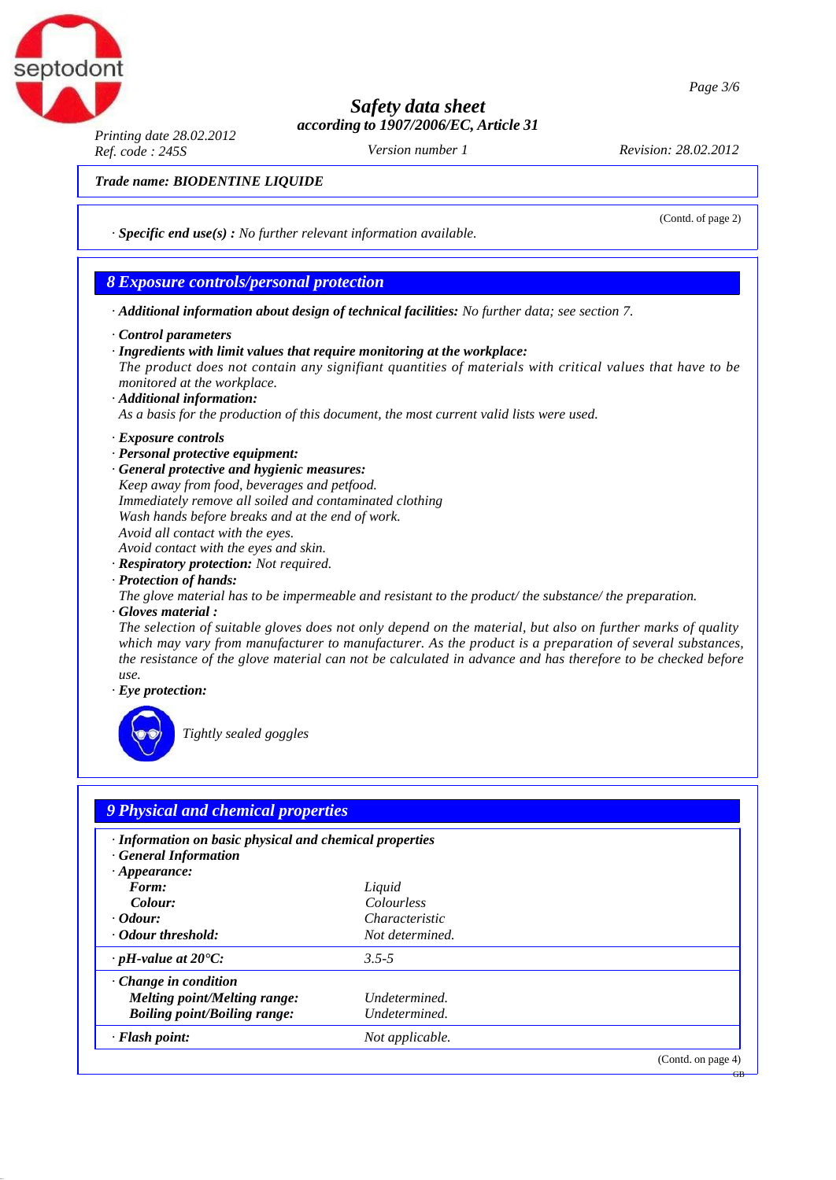**Trade name: BIODENTINE LIQUIDE**

(Contd. of page 2)

· ***Specific end use(s) :*** *No further relevant information available.*

## 8 Exposure controls/personal protection

· ***Additional information about design of technical facilities:*** *No further data; see section 7.*

· ***Control parameters***
· ***Ingredients with limit values that require monitoring at the workplace:***
*The product does not contain any signifiant quantities of materials with critical values that have to be monitored at the workplace.*
· ***Additional information:***
*As a basis for the production of this document, the most current valid lists were used.*

· ***Exposure controls***
· ***Personal protective equipment:***
· ***General protective and hygienic measures:***
*Keep away from food, beverages and petfood.*
*Immediately remove all soiled and contaminated clothing*
*Wash hands before breaks and at the end of work.*
*Avoid all contact with the eyes.*
*Avoid contact with the eyes and skin.*
· ***Respiratory protection:*** *Not required.*
· ***Protection of hands:***
*The glove material has to be impermeable and resistant to the product/ the substance/ the preparation.*
· ***Gloves material :***
*The selection of suitable gloves does not only depend on the material, but also on further marks of quality which may vary from manufacturer to manufacturer. As the product is a preparation of several substances, the resistance of the glove material can not be calculated in advance and has therefore to be checked before use.*
· ***Eye protection:***

*Tightly sealed goggles*

## 9 Physical and chemical properties

| | |
|---|---|
| · ***Information on basic physical and chemical properties*** | |
| · ***General Information*** | |
| · ***Appearance:*** | |
| ***Form:*** | *Liquid* |
| ***Colour:*** | *Colourless* |
| · ***Odour:*** | *Characteristic* |
| · ***Odour threshold:*** | *Not determined.* |
| · ***pH-value at 20°C:*** | *3.5-5* |
| · ***Change in condition*** | |
| ***Melting point/Melting range:*** | *Undetermined.* |
| ***Boiling point/Boiling range:*** | *Undetermined.* |
| · ***Flash point:*** | *Not applicable.* |

(Contd. on page 4)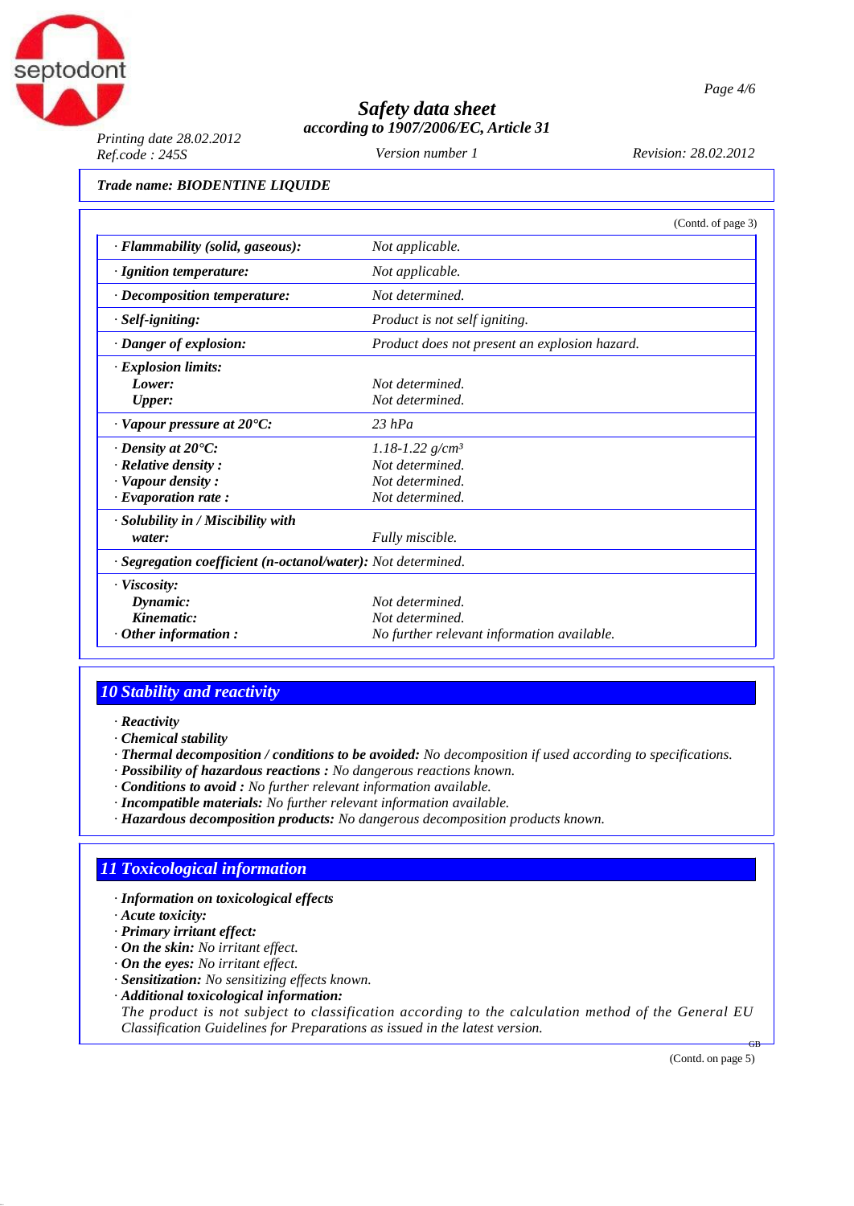**Trade name: BIODENTINE LIQUIDE**

(Contd. of page 3)

| | |
|---|---|
| · **Flammability (solid, gaseous):** | *Not applicable.* |
| · **Ignition temperature:** | *Not applicable.* |
| · **Decomposition temperature:** | *Not determined.* |
| · **Self-igniting:** | *Product is not self igniting.* |
| · **Danger of explosion:** | *Product does not present an explosion hazard.* |
| · **Explosion limits:** | |
| **Lower:** | *Not determined.* |
| **Upper:** | *Not determined.* |
| · **Vapour pressure at 20°C:** | *23 hPa* |
| · **Density at 20°C:** | *1.18-1.22 g/cm³* |
| · **Relative density :** | *Not determined.* |
| · **Vapour density :** | *Not determined.* |
| · **Evaporation rate :** | *Not determined.* |
| · **Solubility in / Miscibility with water:** | *Fully miscible.* |
| · **Segregation coefficient (n-octanol/water):** | *Not determined.* |
| · **Viscosity:** | |
| **Dynamic:** | *Not determined.* |
| **Kinematic:** | *Not determined.* |
| · **Other information :** | *No further relevant information available.* |

## 10 Stability and reactivity

· **Reactivity**
· **Chemical stability**
· **Thermal decomposition / conditions to be avoided:** *No decomposition if used according to specifications.*
· **Possibility of hazardous reactions :** *No dangerous reactions known.*
· **Conditions to avoid :** *No further relevant information available.*
· **Incompatible materials:** *No further relevant information available.*
· **Hazardous decomposition products:** *No dangerous decomposition products known.*

## 11 Toxicological information

· **Information on toxicological effects**
· **Acute toxicity:**
· **Primary irritant effect:**
· **On the skin:** *No irritant effect.*
· **On the eyes:** *No irritant effect.*
· **Sensitization:** *No sensitizing effects known.*
· **Additional toxicological information:**
*The product is not subject to classification according to the calculation method of the General EU Classification Guidelines for Preparations as issued in the latest version.*

(Contd. on page 5)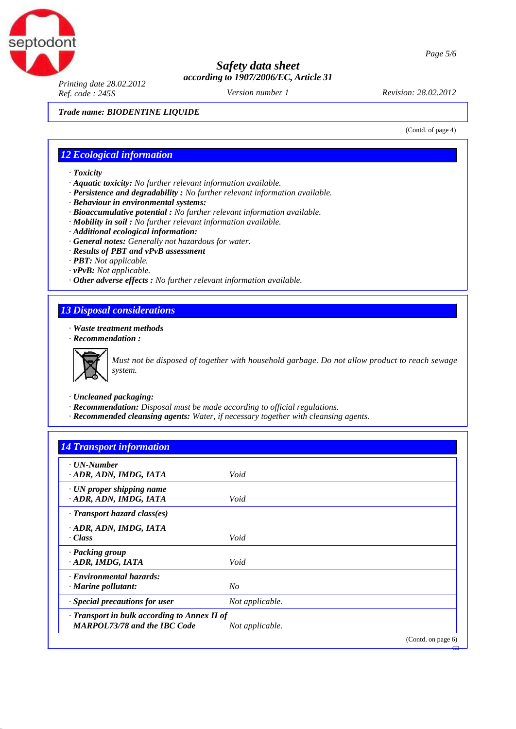**Trade name: BIODENTINE LIQUIDE**

(Contd. of page 4)

## 12 Ecological information

- · **Toxicity**
- · **Aquatic toxicity:** *No further relevant information available.*
- · **Persistence and degradability :** *No further relevant information available.*
- · **Behaviour in environmental systems:**
- · **Bioaccumulative potential :** *No further relevant information available.*
- · **Mobility in soil :** *No further relevant information available.*
- · **Additional ecological information:**
- · **General notes:** *Generally not hazardous for water.*
- · **Results of PBT and vPvB assessment**
- · **PBT:** *Not applicable.*
- · **vPvB:** *Not applicable.*
- · **Other adverse effects :** *No further relevant information available.*

## 13 Disposal considerations

- · **Waste treatment methods**
- · **Recommendation :**

*Must not be disposed of together with household garbage. Do not allow product to reach sewage system.*

- · **Uncleaned packaging:**
- · **Recommendation:** *Disposal must be made according to official regulations.*
- · **Recommended cleansing agents:** *Water, if necessary together with cleansing agents.*

## 14 Transport information

| | |
|---|---|
| · **UN-Number** · **ADR, ADN, IMDG, IATA** | *Void* |
| · **UN proper shipping name** · **ADR, ADN, IMDG, IATA** | *Void* |
| · **Transport hazard class(es)** · **ADR, ADN, IMDG, IATA** · **Class** | *Void* |
| · **Packing group** · **ADR, IMDG, IATA** | *Void* |
| · **Environmental hazards:** · **Marine pollutant:** | *No* |
| · **Special precautions for user** | *Not applicable.* |
| · **Transport in bulk according to Annex II of MARPOL73/78 and the IBC Code** | *Not applicable.* |

(Contd. on page 6)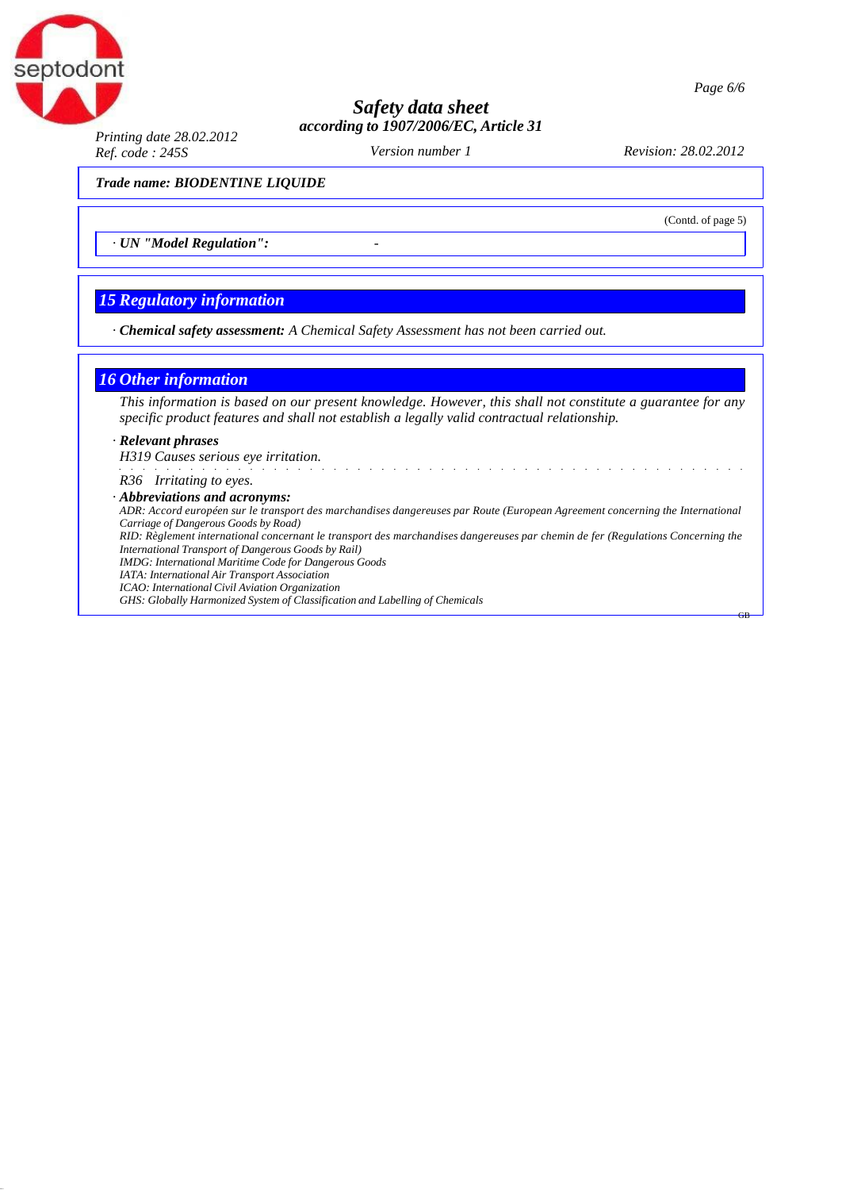**Trade name: BIODENTINE LIQUIDE**

(Contd. of page 5)

· **UN "Model Regulation":** -

## 15 Regulatory information

· **Chemical safety assessment:** *A Chemical Safety Assessment has not been carried out.*

## 16 Other information

*This information is based on our present knowledge. However, this shall not constitute a guarantee for any specific product features and shall not establish a legally valid contractual relationship.*

· **Relevant phrases**

H319 Causes serious eye irritation.

R36 Irritating to eyes.

· **Abbreviations and acronyms:**

ADR: Accord européen sur le transport des marchandises dangereuses par Route (European Agreement concerning the International Carriage of Dangerous Goods by Road)
RID: Règlement international concernant le transport des marchandises dangereuses par chemin de fer (Regulations Concerning the International Transport of Dangerous Goods by Rail)
IMDG: International Maritime Code for Dangerous Goods
IATA: International Air Transport Association
ICAO: International Civil Aviation Organization
GHS: Globally Harmonized System of Classification and Labelling of Chemicals

GB